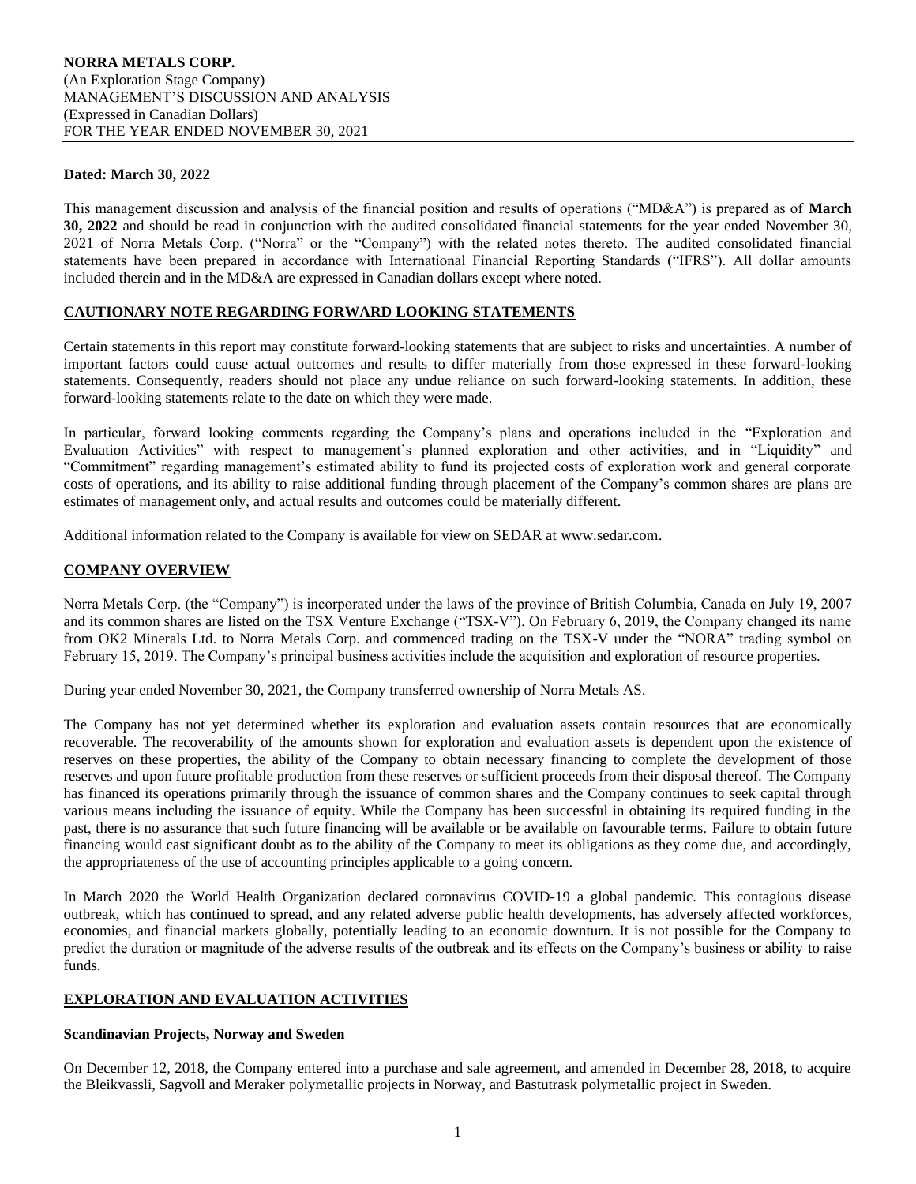**NORRA METALS CORP.**
(An Exploration Stage Company)
MANAGEMENT'S DISCUSSION AND ANALYSIS
(Expressed in Canadian Dollars)
FOR THE YEAR ENDED NOVEMBER 30, 2021

**Dated: March 30, 2022**

This management discussion and analysis of the financial position and results of operations ("MD&A") is prepared as of **March 30, 2022** and should be read in conjunction with the audited consolidated financial statements for the year ended November 30, 2021 of Norra Metals Corp. ("Norra" or the "Company") with the related notes thereto. The audited consolidated financial statements have been prepared in accordance with International Financial Reporting Standards ("IFRS"). All dollar amounts included therein and in the MD&A are expressed in Canadian dollars except where noted.

## CAUTIONARY NOTE REGARDING FORWARD LOOKING STATEMENTS

Certain statements in this report may constitute forward-looking statements that are subject to risks and uncertainties. A number of important factors could cause actual outcomes and results to differ materially from those expressed in these forward-looking statements. Consequently, readers should not place any undue reliance on such forward-looking statements. In addition, these forward-looking statements relate to the date on which they were made.

In particular, forward looking comments regarding the Company's plans and operations included in the "Exploration and Evaluation Activities" with respect to management's planned exploration and other activities, and in "Liquidity" and "Commitment" regarding management's estimated ability to fund its projected costs of exploration work and general corporate costs of operations, and its ability to raise additional funding through placement of the Company's common shares are plans are estimates of management only, and actual results and outcomes could be materially different.

Additional information related to the Company is available for view on SEDAR at www.sedar.com.

## COMPANY OVERVIEW

Norra Metals Corp. (the "Company") is incorporated under the laws of the province of British Columbia, Canada on July 19, 2007 and its common shares are listed on the TSX Venture Exchange ("TSX-V"). On February 6, 2019, the Company changed its name from OK2 Minerals Ltd. to Norra Metals Corp. and commenced trading on the TSX-V under the "NORA" trading symbol on February 15, 2019. The Company's principal business activities include the acquisition and exploration of resource properties.

During year ended November 30, 2021, the Company transferred ownership of Norra Metals AS.

The Company has not yet determined whether its exploration and evaluation assets contain resources that are economically recoverable. The recoverability of the amounts shown for exploration and evaluation assets is dependent upon the existence of reserves on these properties, the ability of the Company to obtain necessary financing to complete the development of those reserves and upon future profitable production from these reserves or sufficient proceeds from their disposal thereof. The Company has financed its operations primarily through the issuance of common shares and the Company continues to seek capital through various means including the issuance of equity. While the Company has been successful in obtaining its required funding in the past, there is no assurance that such future financing will be available or be available on favourable terms. Failure to obtain future financing would cast significant doubt as to the ability of the Company to meet its obligations as they come due, and accordingly, the appropriateness of the use of accounting principles applicable to a going concern.

In March 2020 the World Health Organization declared coronavirus COVID-19 a global pandemic. This contagious disease outbreak, which has continued to spread, and any related adverse public health developments, has adversely affected workforces, economies, and financial markets globally, potentially leading to an economic downturn. It is not possible for the Company to predict the duration or magnitude of the adverse results of the outbreak and its effects on the Company's business or ability to raise funds.

## EXPLORATION AND EVALUATION ACTIVITIES

### Scandinavian Projects, Norway and Sweden

On December 12, 2018, the Company entered into a purchase and sale agreement, and amended in December 28, 2018, to acquire the Bleikvassli, Sagvoll and Meraker polymetallic projects in Norway, and Bastutrask polymetallic project in Sweden.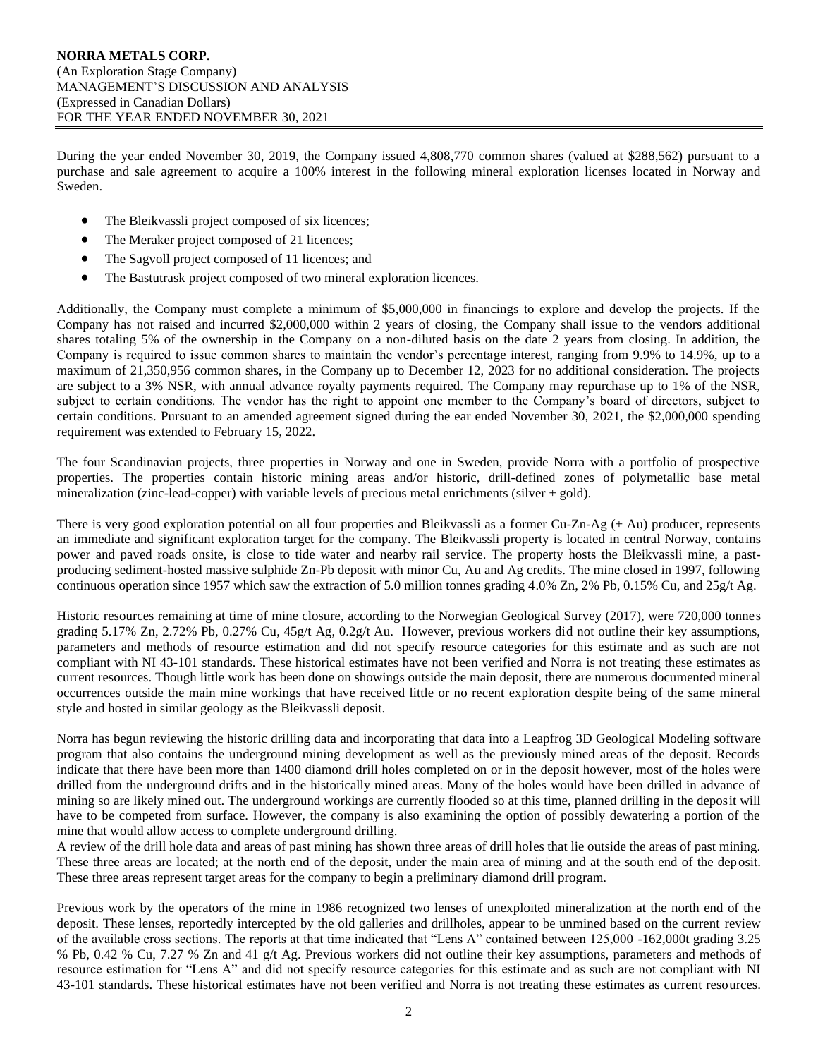During the year ended November 30, 2019, the Company issued 4,808,770 common shares (valued at $288,562) pursuant to a purchase and sale agreement to acquire a 100% interest in the following mineral exploration licenses located in Norway and Sweden.

- The Bleikvassli project composed of six licences;
- The Meraker project composed of 21 licences;
- The Sagvoll project composed of 11 licences; and
- The Bastutrask project composed of two mineral exploration licences.

Additionally, the Company must complete a minimum of $5,000,000 in financings to explore and develop the projects. If the Company has not raised and incurred $2,000,000 within 2 years of closing, the Company shall issue to the vendors additional shares totaling 5% of the ownership in the Company on a non-diluted basis on the date 2 years from closing. In addition, the Company is required to issue common shares to maintain the vendor's percentage interest, ranging from 9.9% to 14.9%, up to a maximum of 21,350,956 common shares, in the Company up to December 12, 2023 for no additional consideration. The projects are subject to a 3% NSR, with annual advance royalty payments required. The Company may repurchase up to 1% of the NSR, subject to certain conditions. The vendor has the right to appoint one member to the Company's board of directors, subject to certain conditions. Pursuant to an amended agreement signed during the ear ended November 30, 2021, the $2,000,000 spending requirement was extended to February 15, 2022.

The four Scandinavian projects, three properties in Norway and one in Sweden, provide Norra with a portfolio of prospective properties. The properties contain historic mining areas and/or historic, drill-defined zones of polymetallic base metal mineralization (zinc-lead-copper) with variable levels of precious metal enrichments (silver ± gold).

There is very good exploration potential on all four properties and Bleikvassli as a former Cu-Zn-Ag (± Au) producer, represents an immediate and significant exploration target for the company. The Bleikvassli property is located in central Norway, contains power and paved roads onsite, is close to tide water and nearby rail service. The property hosts the Bleikvassli mine, a past-producing sediment-hosted massive sulphide Zn-Pb deposit with minor Cu, Au and Ag credits. The mine closed in 1997, following continuous operation since 1957 which saw the extraction of 5.0 million tonnes grading 4.0% Zn, 2% Pb, 0.15% Cu, and 25g/t Ag.

Historic resources remaining at time of mine closure, according to the Norwegian Geological Survey (2017), were 720,000 tonnes grading 5.17% Zn, 2.72% Pb, 0.27% Cu, 45g/t Ag, 0.2g/t Au. However, previous workers did not outline their key assumptions, parameters and methods of resource estimation and did not specify resource categories for this estimate and as such are not compliant with NI 43-101 standards. These historical estimates have not been verified and Norra is not treating these estimates as current resources. Though little work has been done on showings outside the main deposit, there are numerous documented mineral occurrences outside the main mine workings that have received little or no recent exploration despite being of the same mineral style and hosted in similar geology as the Bleikvassli deposit.

Norra has begun reviewing the historic drilling data and incorporating that data into a Leapfrog 3D Geological Modeling software program that also contains the underground mining development as well as the previously mined areas of the deposit. Records indicate that there have been more than 1400 diamond drill holes completed on or in the deposit however, most of the holes were drilled from the underground drifts and in the historically mined areas. Many of the holes would have been drilled in advance of mining so are likely mined out. The underground workings are currently flooded so at this time, planned drilling in the deposit will have to be competed from surface. However, the company is also examining the option of possibly dewatering a portion of the mine that would allow access to complete underground drilling.
A review of the drill hole data and areas of past mining has shown three areas of drill holes that lie outside the areas of past mining. These three areas are located; at the north end of the deposit, under the main area of mining and at the south end of the deposit. These three areas represent target areas for the company to begin a preliminary diamond drill program.

Previous work by the operators of the mine in 1986 recognized two lenses of unexploited mineralization at the north end of the deposit. These lenses, reportedly intercepted by the old galleries and drillholes, appear to be unmined based on the current review of the available cross sections. The reports at that time indicated that "Lens A" contained between 125,000 -162,000t grading 3.25 % Pb, 0.42 % Cu, 7.27 % Zn and 41 g/t Ag. Previous workers did not outline their key assumptions, parameters and methods of resource estimation for "Lens A" and did not specify resource categories for this estimate and as such are not compliant with NI 43-101 standards. These historical estimates have not been verified and Norra is not treating these estimates as current resources.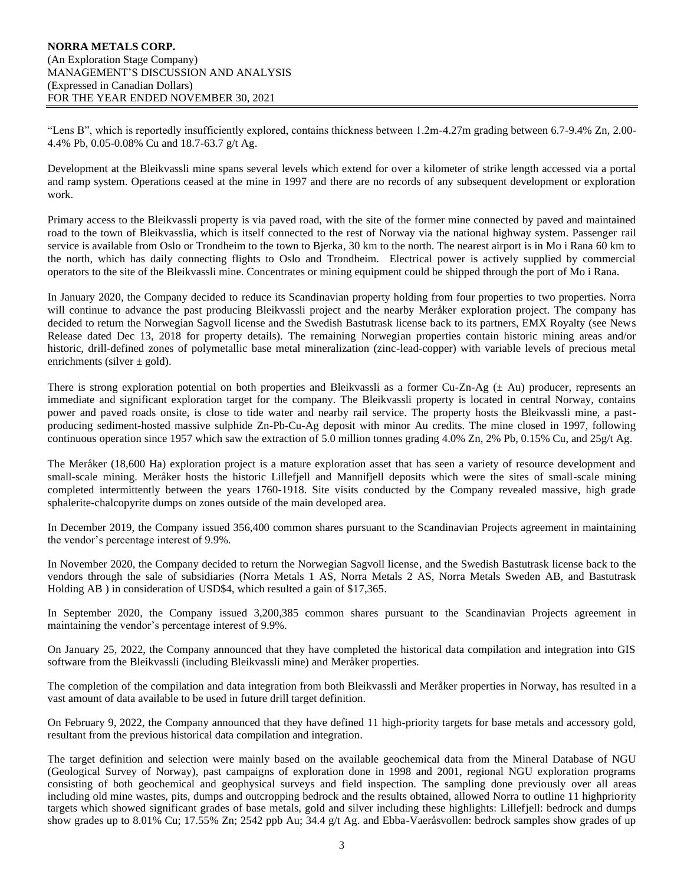"Lens B", which is reportedly insufficiently explored, contains thickness between 1.2m-4.27m grading between 6.7-9.4% Zn, 2.00-4.4% Pb, 0.05-0.08% Cu and 18.7-63.7 g/t Ag.

Development at the Bleikvassli mine spans several levels which extend for over a kilometer of strike length accessed via a portal and ramp system. Operations ceased at the mine in 1997 and there are no records of any subsequent development or exploration work.

Primary access to the Bleikvassli property is via paved road, with the site of the former mine connected by paved and maintained road to the town of Bleikvasslia, which is itself connected to the rest of Norway via the national highway system. Passenger rail service is available from Oslo or Trondheim to the town to Bjerka, 30 km to the north. The nearest airport is in Mo i Rana 60 km to the north, which has daily connecting flights to Oslo and Trondheim. Electrical power is actively supplied by commercial operators to the site of the Bleikvassli mine. Concentrates or mining equipment could be shipped through the port of Mo i Rana.

In January 2020, the Company decided to reduce its Scandinavian property holding from four properties to two properties. Norra will continue to advance the past producing Bleikvassli project and the nearby Meråker exploration project. The company has decided to return the Norwegian Sagvoll license and the Swedish Bastutrask license back to its partners, EMX Royalty (see News Release dated Dec 13, 2018 for property details). The remaining Norwegian properties contain historic mining areas and/or historic, drill-defined zones of polymetallic base metal mineralization (zinc-lead-copper) with variable levels of precious metal enrichments (silver ± gold).

There is strong exploration potential on both properties and Bleikvassli as a former Cu-Zn-Ag (± Au) producer, represents an immediate and significant exploration target for the company. The Bleikvassli property is located in central Norway, contains power and paved roads onsite, is close to tide water and nearby rail service. The property hosts the Bleikvassli mine, a past-producing sediment-hosted massive sulphide Zn-Pb-Cu-Ag deposit with minor Au credits. The mine closed in 1997, following continuous operation since 1957 which saw the extraction of 5.0 million tonnes grading 4.0% Zn, 2% Pb, 0.15% Cu, and 25g/t Ag.

The Meråker (18,600 Ha) exploration project is a mature exploration asset that has seen a variety of resource development and small-scale mining. Meråker hosts the historic Lillefjell and Mannifjell deposits which were the sites of small-scale mining completed intermittently between the years 1760-1918. Site visits conducted by the Company revealed massive, high grade sphalerite-chalcopyrite dumps on zones outside of the main developed area.

In December 2019, the Company issued 356,400 common shares pursuant to the Scandinavian Projects agreement in maintaining the vendor's percentage interest of 9.9%.

In November 2020, the Company decided to return the Norwegian Sagvoll license, and the Swedish Bastutrask license back to the vendors through the sale of subsidiaries (Norra Metals 1 AS, Norra Metals 2 AS, Norra Metals Sweden AB, and Bastutrask Holding AB ) in consideration of USD$4, which resulted a gain of $17,365.

In September 2020, the Company issued 3,200,385 common shares pursuant to the Scandinavian Projects agreement in maintaining the vendor's percentage interest of 9.9%.

On January 25, 2022, the Company announced that they have completed the historical data compilation and integration into GIS software from the Bleikvassli (including Bleikvassli mine) and Meråker properties.

The completion of the compilation and data integration from both Bleikvassli and Meråker properties in Norway, has resulted in a vast amount of data available to be used in future drill target definition.

On February 9, 2022, the Company announced that they have defined 11 high-priority targets for base metals and accessory gold, resultant from the previous historical data compilation and integration.

The target definition and selection were mainly based on the available geochemical data from the Mineral Database of NGU (Geological Survey of Norway), past campaigns of exploration done in 1998 and 2001, regional NGU exploration programs consisting of both geochemical and geophysical surveys and field inspection. The sampling done previously over all areas including old mine wastes, pits, dumps and outcropping bedrock and the results obtained, allowed Norra to outline 11 highpriority targets which showed significant grades of base metals, gold and silver including these highlights: Lillefjell: bedrock and dumps show grades up to 8.01% Cu; 17.55% Zn; 2542 ppb Au; 34.4 g/t Ag. and Ebba-Vaeråsvollen: bedrock samples show grades of up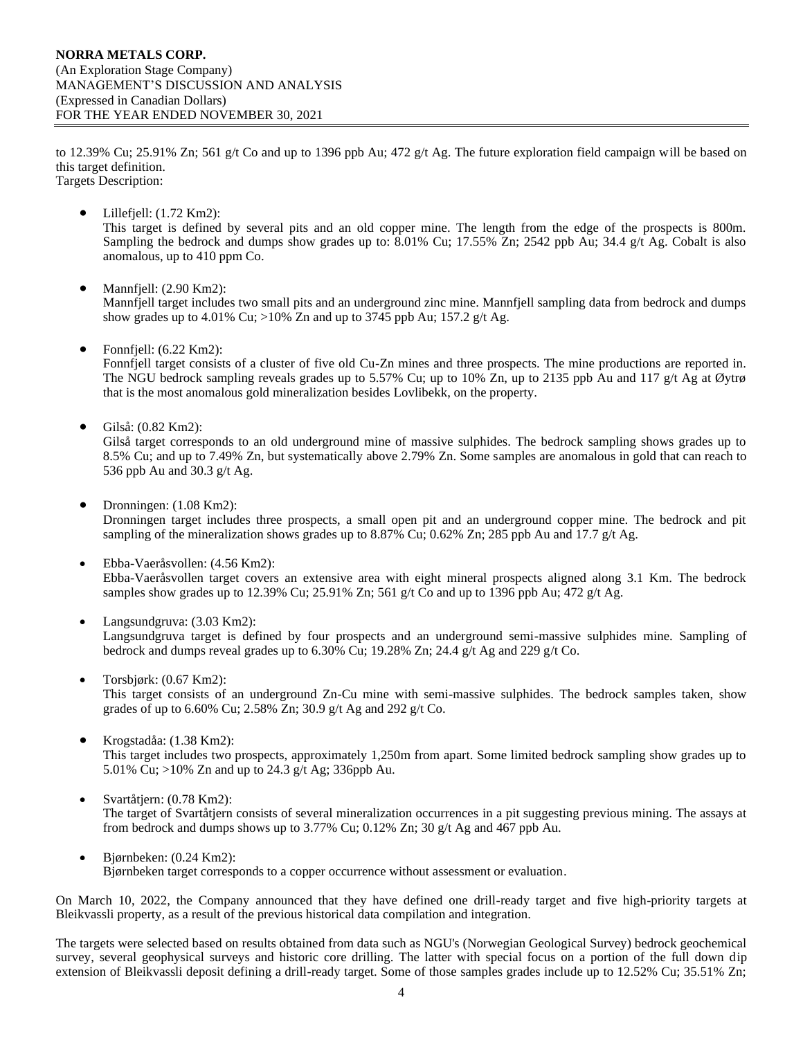to 12.39% Cu; 25.91% Zn; 561 g/t Co and up to 1396 ppb Au; 472 g/t Ag. The future exploration field campaign will be based on this target definition.
Targets Description:

- Lillefjell: (1.72 Km2):
  This target is defined by several pits and an old copper mine. The length from the edge of the prospects is 800m. Sampling the bedrock and dumps show grades up to: 8.01% Cu; 17.55% Zn; 2542 ppb Au; 34.4 g/t Ag. Cobalt is also anomalous, up to 410 ppm Co.

- Mannfjell: (2.90 Km2):
  Mannfjell target includes two small pits and an underground zinc mine. Mannfjell sampling data from bedrock and dumps show grades up to 4.01% Cu; >10% Zn and up to 3745 ppb Au; 157.2 g/t Ag.

- Fonnfjell: (6.22 Km2):
  Fonnfjell target consists of a cluster of five old Cu-Zn mines and three prospects. The mine productions are reported in. The NGU bedrock sampling reveals grades up to 5.57% Cu; up to 10% Zn, up to 2135 ppb Au and 117 g/t Ag at Øytrø that is the most anomalous gold mineralization besides Lovlibekk, on the property.

- Gilså: (0.82 Km2):
  Gilså target corresponds to an old underground mine of massive sulphides. The bedrock sampling shows grades up to 8.5% Cu; and up to 7.49% Zn, but systematically above 2.79% Zn. Some samples are anomalous in gold that can reach to 536 ppb Au and 30.3 g/t Ag.

- Dronningen: (1.08 Km2):
  Dronningen target includes three prospects, a small open pit and an underground copper mine. The bedrock and pit sampling of the mineralization shows grades up to 8.87% Cu; 0.62% Zn; 285 ppb Au and 17.7 g/t Ag.

- Ebba-Vaeråsvollen: (4.56 Km2):
  Ebba-Vaeråsvollen target covers an extensive area with eight mineral prospects aligned along 3.1 Km. The bedrock samples show grades up to 12.39% Cu; 25.91% Zn; 561 g/t Co and up to 1396 ppb Au; 472 g/t Ag.

- Langsundgruva: (3.03 Km2):
  Langsundgruva target is defined by four prospects and an underground semi-massive sulphides mine. Sampling of bedrock and dumps reveal grades up to 6.30% Cu; 19.28% Zn; 24.4 g/t Ag and 229 g/t Co.

- Torsbjørk: (0.67 Km2):
  This target consists of an underground Zn-Cu mine with semi-massive sulphides. The bedrock samples taken, show grades of up to 6.60% Cu; 2.58% Zn; 30.9 g/t Ag and 292 g/t Co.

- Krogstadåa: (1.38 Km2):
  This target includes two prospects, approximately 1,250m from apart. Some limited bedrock sampling show grades up to 5.01% Cu; >10% Zn and up to 24.3 g/t Ag; 336ppb Au.

- Svartåtjern: (0.78 Km2):
  The target of Svartåtjern consists of several mineralization occurrences in a pit suggesting previous mining. The assays at from bedrock and dumps shows up to 3.77% Cu; 0.12% Zn; 30 g/t Ag and 467 ppb Au.

- Bjørnbeken: (0.24 Km2):
  Bjørnbeken target corresponds to a copper occurrence without assessment or evaluation.

On March 10, 2022, the Company announced that they have defined one drill-ready target and five high-priority targets at Bleikvassli property, as a result of the previous historical data compilation and integration.

The targets were selected based on results obtained from data such as NGU's (Norwegian Geological Survey) bedrock geochemical survey, several geophysical surveys and historic core drilling. The latter with special focus on a portion of the full down dip extension of Bleikvassli deposit defining a drill-ready target. Some of those samples grades include up to 12.52% Cu; 35.51% Zn;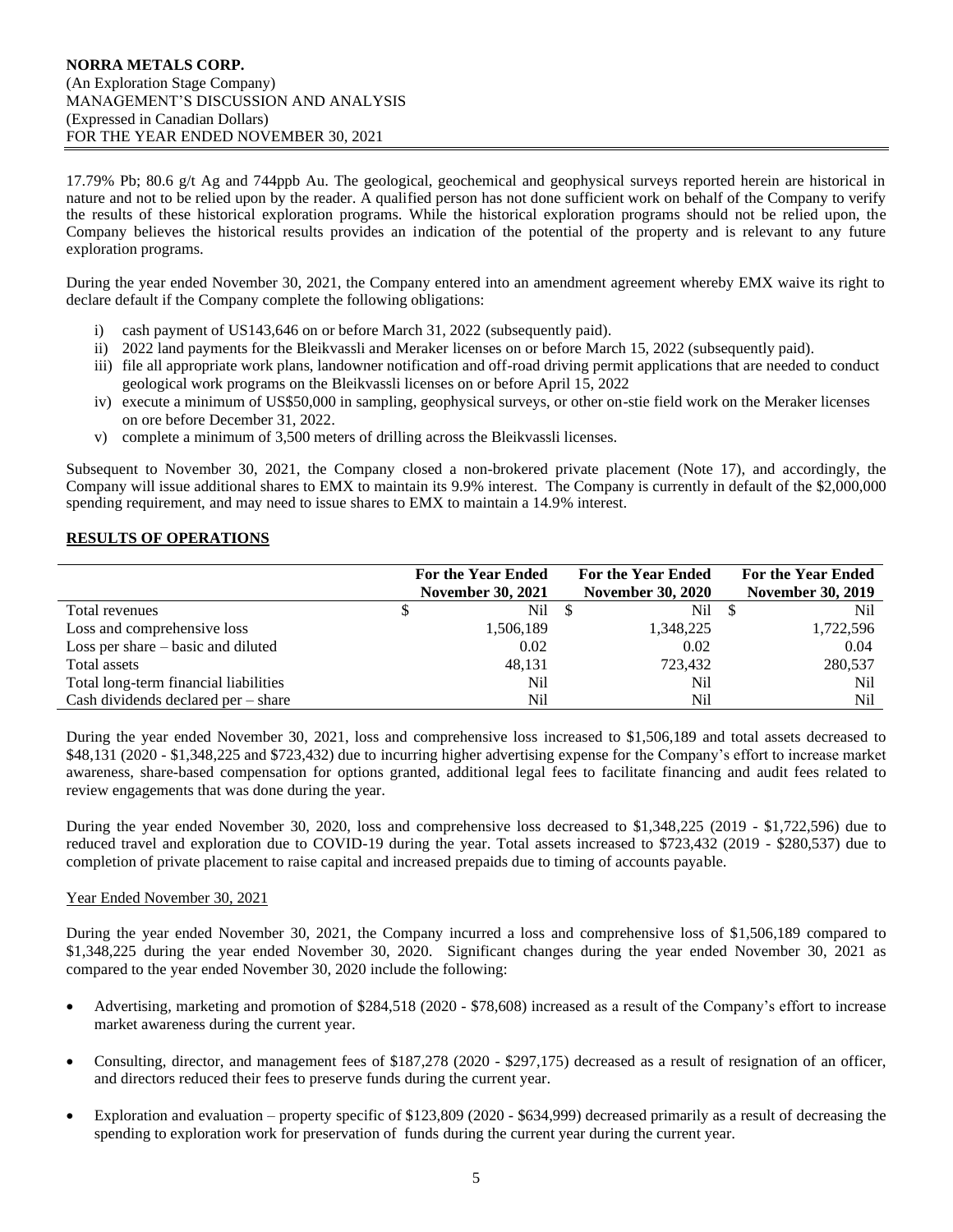17.79% Pb; 80.6 g/t Ag and 744ppb Au. The geological, geochemical and geophysical surveys reported herein are historical in nature and not to be relied upon by the reader. A qualified person has not done sufficient work on behalf of the Company to verify the results of these historical exploration programs. While the historical exploration programs should not be relied upon, the Company believes the historical results provides an indication of the potential of the property and is relevant to any future exploration programs.

During the year ended November 30, 2021, the Company entered into an amendment agreement whereby EMX waive its right to declare default if the Company complete the following obligations:

i) cash payment of US143,646 on or before March 31, 2022 (subsequently paid).
ii) 2022 land payments for the Bleikvassli and Meraker licenses on or before March 15, 2022 (subsequently paid).
iii) file all appropriate work plans, landowner notification and off-road driving permit applications that are needed to conduct geological work programs on the Bleikvassli licenses on or before April 15, 2022
iv) execute a minimum of US$50,000 in sampling, geophysical surveys, or other on-stie field work on the Meraker licenses on ore before December 31, 2022.
v) complete a minimum of 3,500 meters of drilling across the Bleikvassli licenses.

Subsequent to November 30, 2021, the Company closed a non-brokered private placement (Note 17), and accordingly, the Company will issue additional shares to EMX to maintain its 9.9% interest. The Company is currently in default of the $2,000,000 spending requirement, and may need to issue shares to EMX to maintain a 14.9% interest.

## RESULTS OF OPERATIONS

| | For the Year Ended November 30, 2021 | For the Year Ended November 30, 2020 | For the Year Ended November 30, 2019 |
|---|---|---|---|
| Total revenues | $ Nil | $ Nil | $ Nil |
| Loss and comprehensive loss | 1,506,189 | 1,348,225 | 1,722,596 |
| Loss per share – basic and diluted | 0.02 | 0.02 | 0.04 |
| Total assets | 48,131 | 723,432 | 280,537 |
| Total long-term financial liabilities | Nil | Nil | Nil |
| Cash dividends declared per – share | Nil | Nil | Nil |

During the year ended November 30, 2021, loss and comprehensive loss increased to $1,506,189 and total assets decreased to $48,131 (2020 - $1,348,225 and $723,432) due to incurring higher advertising expense for the Company's effort to increase market awareness, share-based compensation for options granted, additional legal fees to facilitate financing and audit fees related to review engagements that was done during the year.

During the year ended November 30, 2020, loss and comprehensive loss decreased to $1,348,225 (2019 - $1,722,596) due to reduced travel and exploration due to COVID-19 during the year. Total assets increased to $723,432 (2019 - $280,537) due to completion of private placement to raise capital and increased prepaids due to timing of accounts payable.

### Year Ended November 30, 2021

During the year ended November 30, 2021, the Company incurred a loss and comprehensive loss of $1,506,189 compared to $1,348,225 during the year ended November 30, 2020. Significant changes during the year ended November 30, 2021 as compared to the year ended November 30, 2020 include the following:

- Advertising, marketing and promotion of $284,518 (2020 - $78,608) increased as a result of the Company's effort to increase market awareness during the current year.

- Consulting, director, and management fees of $187,278 (2020 - $297,175) decreased as a result of resignation of an officer, and directors reduced their fees to preserve funds during the current year.

- Exploration and evaluation – property specific of $123,809 (2020 - $634,999) decreased primarily as a result of decreasing the spending to exploration work for preservation of funds during the current year during the current year.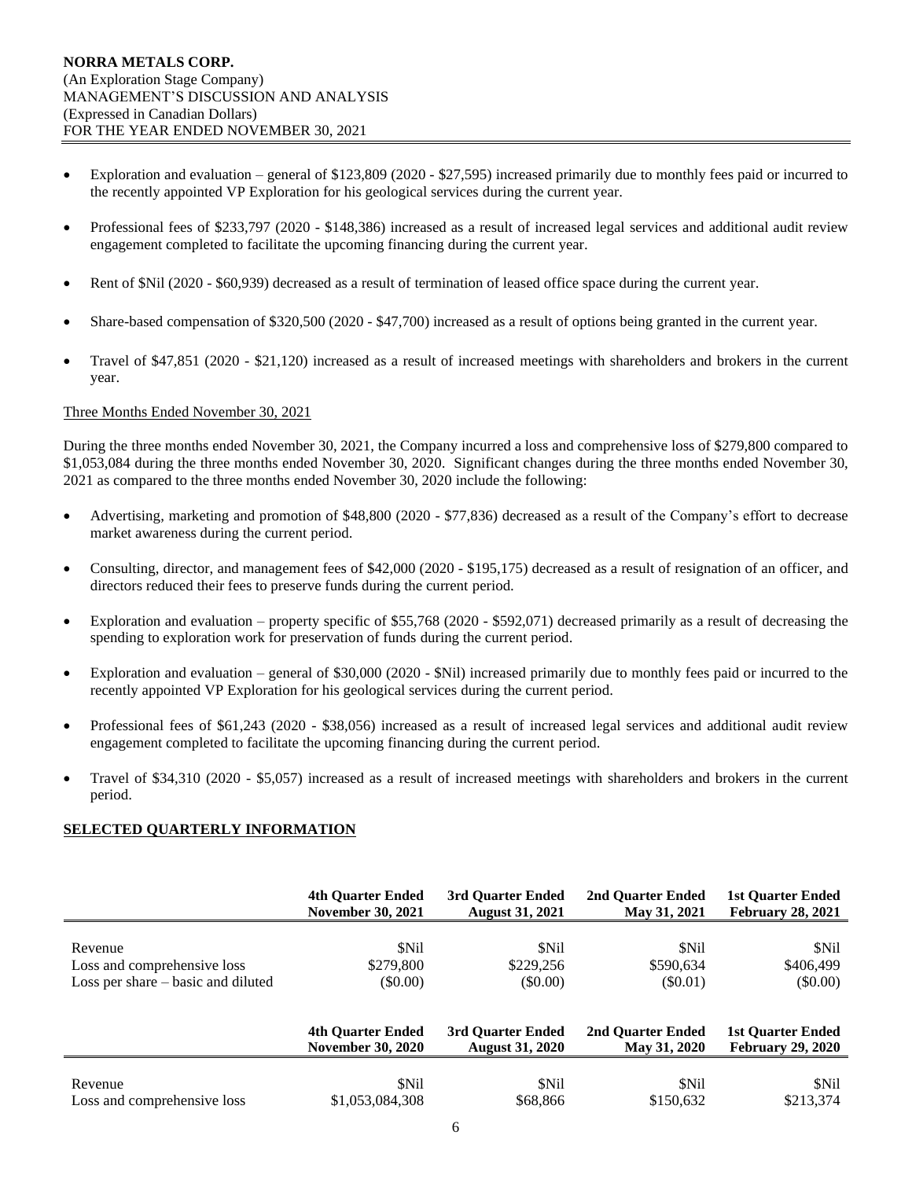- Exploration and evaluation – general of $123,809 (2020 - $27,595) increased primarily due to monthly fees paid or incurred to the recently appointed VP Exploration for his geological services during the current year.
- Professional fees of $233,797 (2020 - $148,386) increased as a result of increased legal services and additional audit review engagement completed to facilitate the upcoming financing during the current year.
- Rent of $Nil (2020 - $60,939) decreased as a result of termination of leased office space during the current year.
- Share-based compensation of $320,500 (2020 - $47,700) increased as a result of options being granted in the current year.
- Travel of $47,851 (2020 - $21,120) increased as a result of increased meetings with shareholders and brokers in the current year.

Three Months Ended November 30, 2021

During the three months ended November 30, 2021, the Company incurred a loss and comprehensive loss of $279,800 compared to $1,053,084 during the three months ended November 30, 2020. Significant changes during the three months ended November 30, 2021 as compared to the three months ended November 30, 2020 include the following:

- Advertising, marketing and promotion of $48,800 (2020 - $77,836) decreased as a result of the Company's effort to decrease market awareness during the current period.
- Consulting, director, and management fees of $42,000 (2020 - $195,175) decreased as a result of resignation of an officer, and directors reduced their fees to preserve funds during the current period.
- Exploration and evaluation – property specific of $55,768 (2020 - $592,071) decreased primarily as a result of decreasing the spending to exploration work for preservation of funds during the current period.
- Exploration and evaluation – general of $30,000 (2020 - $Nil) increased primarily due to monthly fees paid or incurred to the recently appointed VP Exploration for his geological services during the current period.
- Professional fees of $61,243 (2020 - $38,056) increased as a result of increased legal services and additional audit review engagement completed to facilitate the upcoming financing during the current period.
- Travel of $34,310 (2020 - $5,057) increased as a result of increased meetings with shareholders and brokers in the current period.

## SELECTED QUARTERLY INFORMATION

| | 4th Quarter Ended November 30, 2021 | 3rd Quarter Ended August 31, 2021 | 2nd Quarter Ended May 31, 2021 | 1st Quarter Ended February 28, 2021 |
|---|---|---|---|---|
| Revenue | $Nil | $Nil | $Nil | $Nil |
| Loss and comprehensive loss | $279,800 | $229,256 | $590,634 | $406,499 |
| Loss per share – basic and diluted | ($0.00) | ($0.00) | ($0.01) | ($0.00) |

| | 4th Quarter Ended November 30, 2020 | 3rd Quarter Ended August 31, 2020 | 2nd Quarter Ended May 31, 2020 | 1st Quarter Ended February 29, 2020 |
|---|---|---|---|---|
| Revenue | $Nil | $Nil | $Nil | $Nil |
| Loss and comprehensive loss | $1,053,084,308 | $68,866 | $150,632 | $213,374 |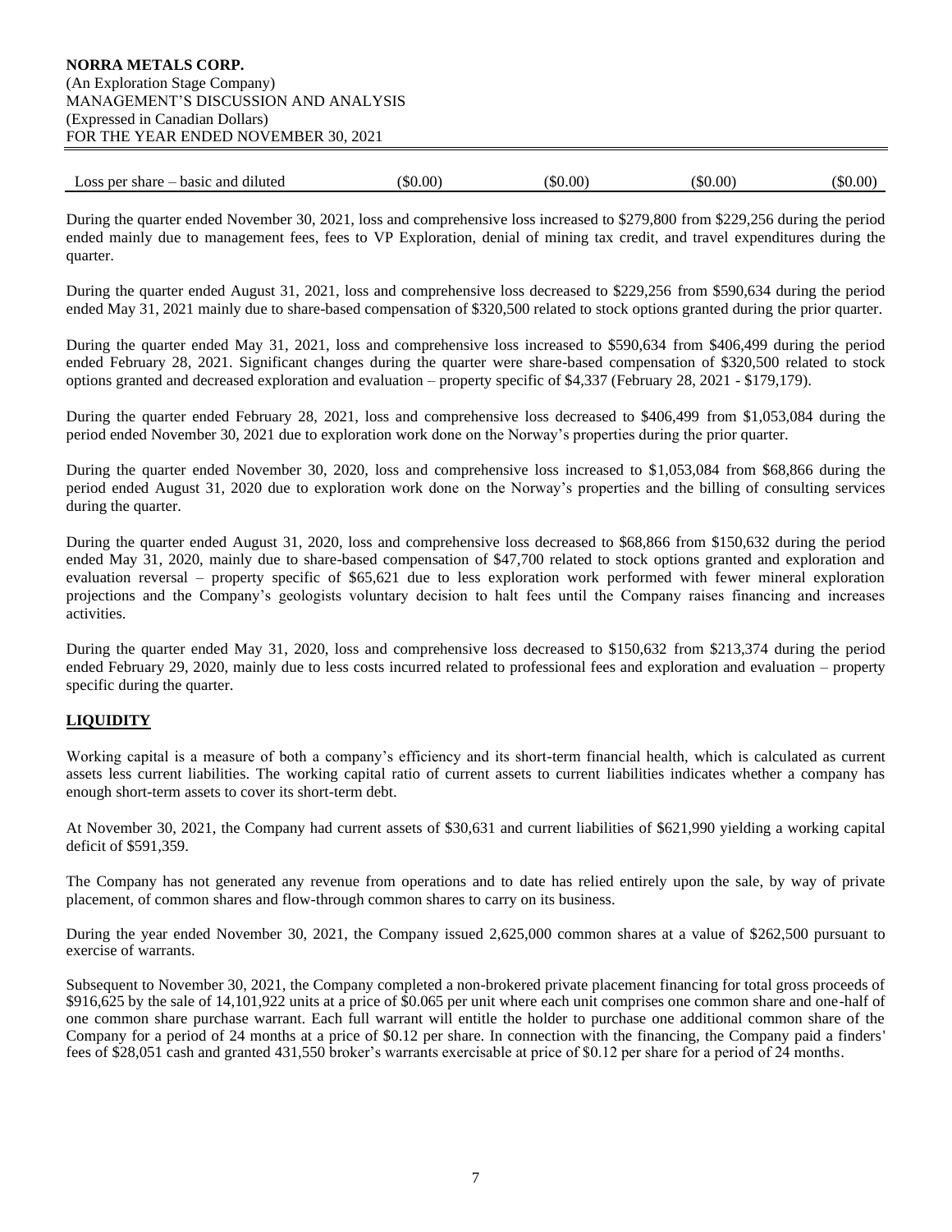| Loss per share – basic and diluted | ($0.00) | ($0.00) | ($0.00) | ($0.00) |
|---|---|---|---|---|

During the quarter ended November 30, 2021, loss and comprehensive loss increased to $279,800 from $229,256 during the period ended mainly due to management fees, fees to VP Exploration, denial of mining tax credit, and travel expenditures during the quarter.

During the quarter ended August 31, 2021, loss and comprehensive loss decreased to $229,256 from $590,634 during the period ended May 31, 2021 mainly due to share-based compensation of $320,500 related to stock options granted during the prior quarter.

During the quarter ended May 31, 2021, loss and comprehensive loss increased to $590,634 from $406,499 during the period ended February 28, 2021. Significant changes during the quarter were share-based compensation of $320,500 related to stock options granted and decreased exploration and evaluation – property specific of $4,337 (February 28, 2021 - $179,179).

During the quarter ended February 28, 2021, loss and comprehensive loss decreased to $406,499 from $1,053,084 during the period ended November 30, 2021 due to exploration work done on the Norway's properties during the prior quarter.

During the quarter ended November 30, 2020, loss and comprehensive loss increased to $1,053,084 from $68,866 during the period ended August 31, 2020 due to exploration work done on the Norway's properties and the billing of consulting services during the quarter.

During the quarter ended August 31, 2020, loss and comprehensive loss decreased to $68,866 from $150,632 during the period ended May 31, 2020, mainly due to share-based compensation of $47,700 related to stock options granted and exploration and evaluation reversal – property specific of $65,621 due to less exploration work performed with fewer mineral exploration projections and the Company's geologists voluntary decision to halt fees until the Company raises financing and increases activities.

During the quarter ended May 31, 2020, loss and comprehensive loss decreased to $150,632 from $213,374 during the period ended February 29, 2020, mainly due to less costs incurred related to professional fees and exploration and evaluation – property specific during the quarter.

## LIQUIDITY

Working capital is a measure of both a company's efficiency and its short-term financial health, which is calculated as current assets less current liabilities. The working capital ratio of current assets to current liabilities indicates whether a company has enough short-term assets to cover its short-term debt.

At November 30, 2021, the Company had current assets of $30,631 and current liabilities of $621,990 yielding a working capital deficit of $591,359.

The Company has not generated any revenue from operations and to date has relied entirely upon the sale, by way of private placement, of common shares and flow-through common shares to carry on its business.

During the year ended November 30, 2021, the Company issued 2,625,000 common shares at a value of $262,500 pursuant to exercise of warrants.

Subsequent to November 30, 2021, the Company completed a non-brokered private placement financing for total gross proceeds of $916,625 by the sale of 14,101,922 units at a price of $0.065 per unit where each unit comprises one common share and one-half of one common share purchase warrant. Each full warrant will entitle the holder to purchase one additional common share of the Company for a period of 24 months at a price of $0.12 per share. In connection with the financing, the Company paid a finders' fees of $28,051 cash and granted 431,550 broker's warrants exercisable at price of $0.12 per share for a period of 24 months.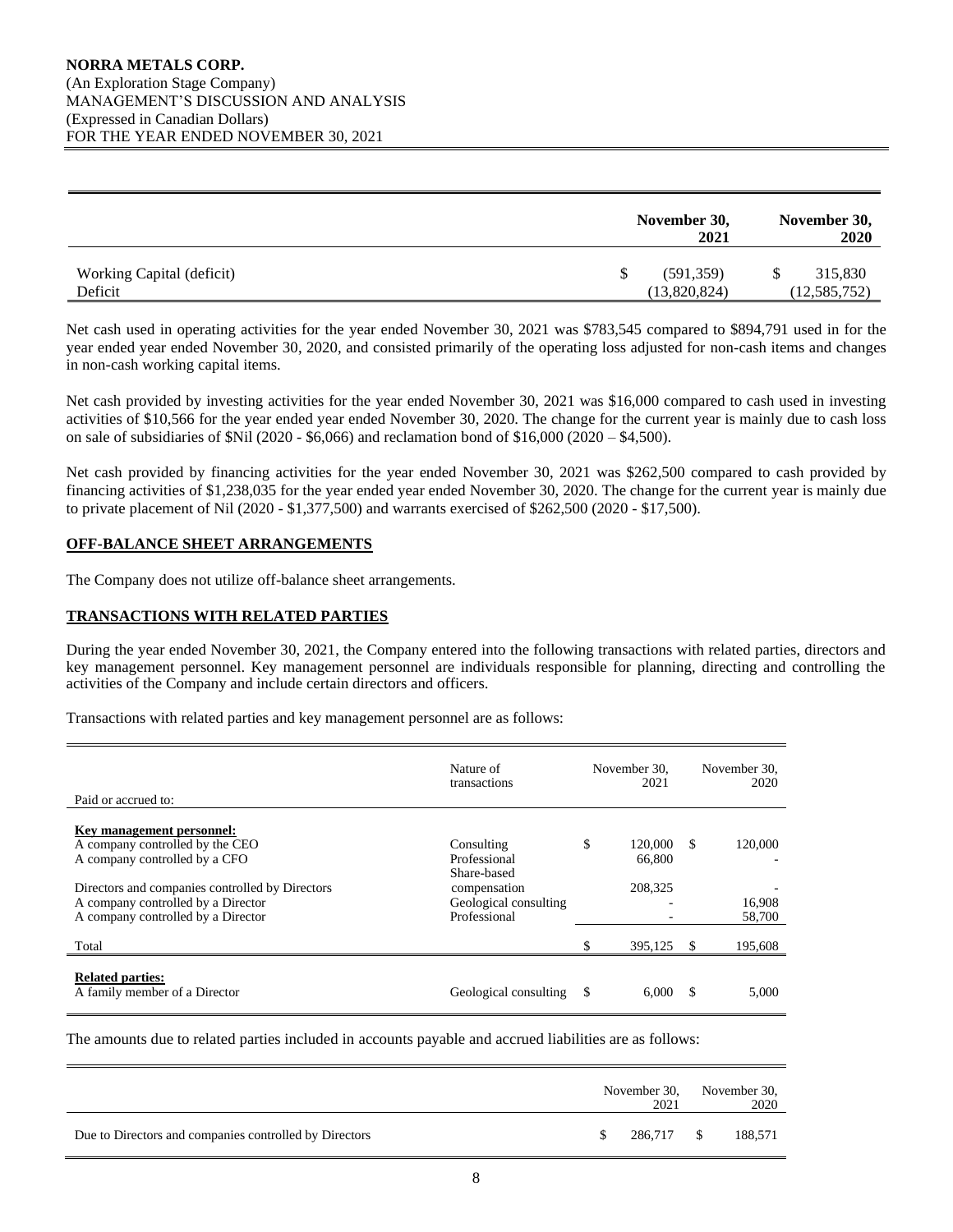| | November 30, 2021 | November 30, 2020 |
|---|---|---|
| Working Capital (deficit) | $ (591,359) | $ 315,830 |
| Deficit | (13,820,824) | (12,585,752) |

Net cash used in operating activities for the year ended November 30, 2021 was $783,545 compared to $894,791 used in for the year ended year ended November 30, 2020, and consisted primarily of the operating loss adjusted for non-cash items and changes in non-cash working capital items.

Net cash provided by investing activities for the year ended November 30, 2021 was $16,000 compared to cash used in investing activities of $10,566 for the year ended year ended November 30, 2020. The change for the current year is mainly due to cash loss on sale of subsidiaries of $Nil (2020 - $6,066) and reclamation bond of $16,000 (2020 – $4,500).

Net cash provided by financing activities for the year ended November 30, 2021 was $262,500 compared to cash provided by financing activities of $1,238,035 for the year ended year ended November 30, 2020. The change for the current year is mainly due to private placement of Nil (2020 - $1,377,500) and warrants exercised of $262,500 (2020 - $17,500).

## OFF-BALANCE SHEET ARRANGEMENTS

The Company does not utilize off-balance sheet arrangements.

## TRANSACTIONS WITH RELATED PARTIES

During the year ended November 30, 2021, the Company entered into the following transactions with related parties, directors and key management personnel. Key management personnel are individuals responsible for planning, directing and controlling the activities of the Company and include certain directors and officers.

Transactions with related parties and key management personnel are as follows:

| Paid or accrued to: | Nature of transactions | November 30, 2021 | November 30, 2020 |
|---|---|---|---|
| **Key management personnel:** | | | |
| A company controlled by the CEO | Consulting | $ 120,000 | $ 120,000 |
| A company controlled by a CFO | Professional | 66,800 | - |
| Directors and companies controlled by Directors | Share-based compensation | 208,325 | - |
| A company controlled by a Director | Geological consulting | - | 16,908 |
| A company controlled by a Director | Professional | - | 58,700 |
| Total | | $ 395,125 | $ 195,608 |
| **Related parties:** | | | |
| A family member of a Director | Geological consulting | $ 6,000 | $ 5,000 |

The amounts due to related parties included in accounts payable and accrued liabilities are as follows:

| | November 30, 2021 | November 30, 2020 |
|---|---|---|
| Due to Directors and companies controlled by Directors | $ 286,717 | $ 188,571 |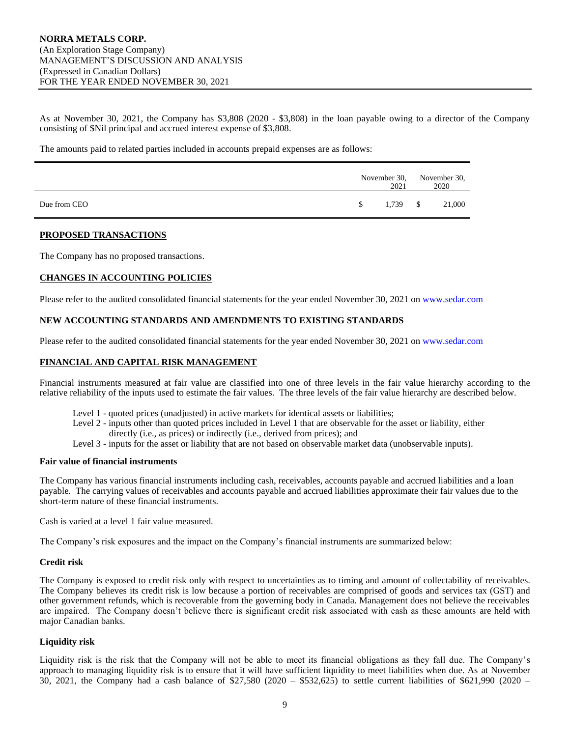As at November 30, 2021, the Company has $3,808 (2020 - $3,808) in the loan payable owing to a director of the Company consisting of $Nil principal and accrued interest expense of $3,808.

The amounts paid to related parties included in accounts prepaid expenses are as follows:

| | November 30, 2021 | November 30, 2020 |
|---|---|---|
| Due from CEO | $ 1,739 | $ 21,000 |

## PROPOSED TRANSACTIONS

The Company has no proposed transactions.

## CHANGES IN ACCOUNTING POLICIES

Please refer to the audited consolidated financial statements for the year ended November 30, 2021 on www.sedar.com

## NEW ACCOUNTING STANDARDS AND AMENDMENTS TO EXISTING STANDARDS

Please refer to the audited consolidated financial statements for the year ended November 30, 2021 on www.sedar.com

## FINANCIAL AND CAPITAL RISK MANAGEMENT

Financial instruments measured at fair value are classified into one of three levels in the fair value hierarchy according to the relative reliability of the inputs used to estimate the fair values. The three levels of the fair value hierarchy are described below.

- Level 1 - quoted prices (unadjusted) in active markets for identical assets or liabilities;
- Level 2 - inputs other than quoted prices included in Level 1 that are observable for the asset or liability, either directly (i.e., as prices) or indirectly (i.e., derived from prices); and
- Level 3 - inputs for the asset or liability that are not based on observable market data (unobservable inputs).

**Fair value of financial instruments**

The Company has various financial instruments including cash, receivables, accounts payable and accrued liabilities and a loan payable. The carrying values of receivables and accounts payable and accrued liabilities approximate their fair values due to the short-term nature of these financial instruments.

Cash is varied at a level 1 fair value measured.

The Company's risk exposures and the impact on the Company's financial instruments are summarized below:

**Credit risk**

The Company is exposed to credit risk only with respect to uncertainties as to timing and amount of collectability of receivables. The Company believes its credit risk is low because a portion of receivables are comprised of goods and services tax (GST) and other government refunds, which is recoverable from the governing body in Canada. Management does not believe the receivables are impaired. The Company doesn't believe there is significant credit risk associated with cash as these amounts are held with major Canadian banks.

**Liquidity risk**

Liquidity risk is the risk that the Company will not be able to meet its financial obligations as they fall due. The Company's approach to managing liquidity risk is to ensure that it will have sufficient liquidity to meet liabilities when due. As at November 30, 2021, the Company had a cash balance of $27,580 (2020 – $532,625) to settle current liabilities of $621,990 (2020 –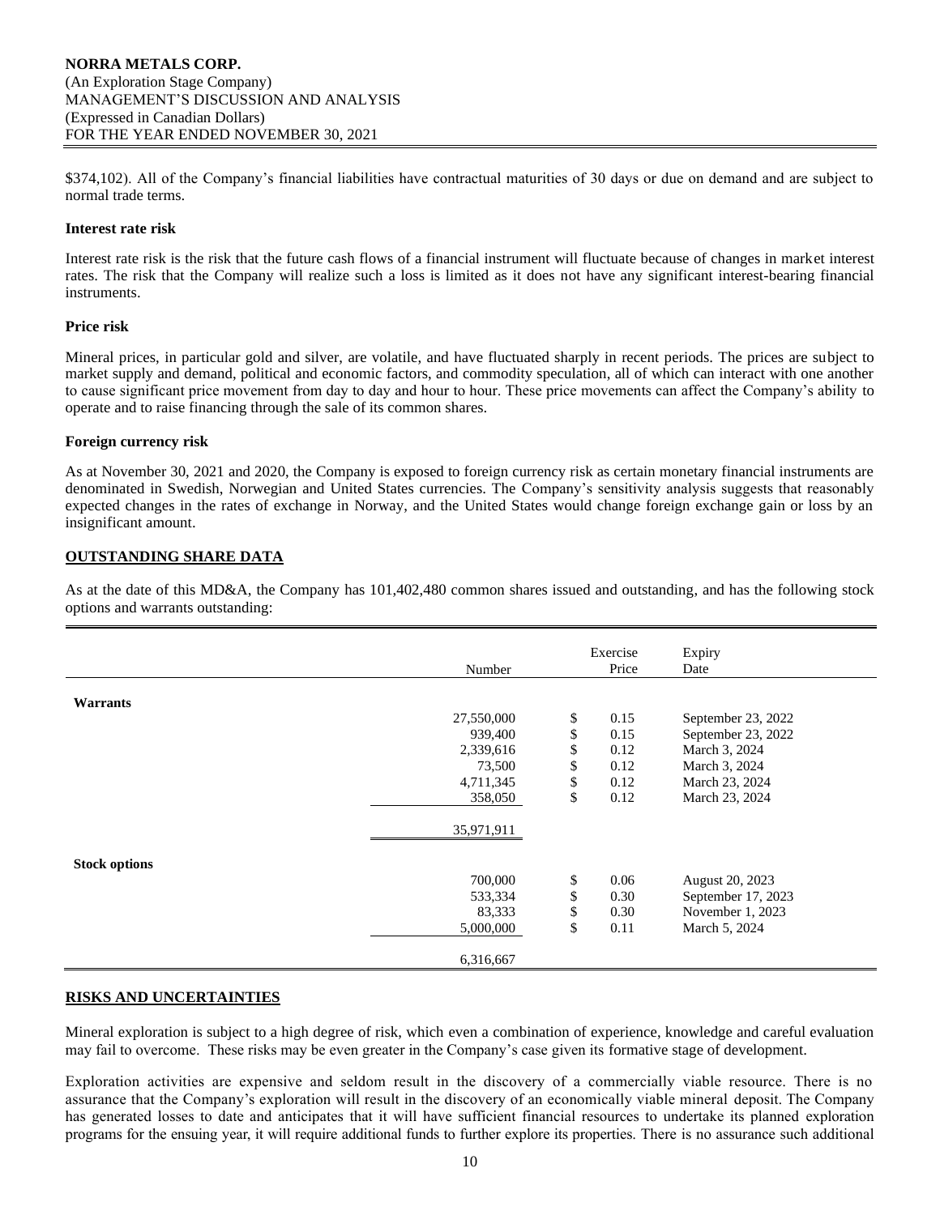$374,102). All of the Company's financial liabilities have contractual maturities of 30 days or due on demand and are subject to normal trade terms.

**Interest rate risk**

Interest rate risk is the risk that the future cash flows of a financial instrument will fluctuate because of changes in market interest rates. The risk that the Company will realize such a loss is limited as it does not have any significant interest-bearing financial instruments.

**Price risk**

Mineral prices, in particular gold and silver, are volatile, and have fluctuated sharply in recent periods. The prices are subject to market supply and demand, political and economic factors, and commodity speculation, all of which can interact with one another to cause significant price movement from day to day and hour to hour. These price movements can affect the Company's ability to operate and to raise financing through the sale of its common shares.

**Foreign currency risk**

As at November 30, 2021 and 2020, the Company is exposed to foreign currency risk as certain monetary financial instruments are denominated in Swedish, Norwegian and United States currencies. The Company's sensitivity analysis suggests that reasonably expected changes in the rates of exchange in Norway, and the United States would change foreign exchange gain or loss by an insignificant amount.

## OUTSTANDING SHARE DATA

As at the date of this MD&A, the Company has 101,402,480 common shares issued and outstanding, and has the following stock options and warrants outstanding:

| | Number | Exercise Price | Expiry Date |
|---|---|---|---|
| **Warrants** | | | |
| | 27,550,000 | $ 0.15 | September 23, 2022 |
| | 939,400 | $ 0.15 | September 23, 2022 |
| | 2,339,616 | $ 0.12 | March 3, 2024 |
| | 73,500 | $ 0.12 | March 3, 2024 |
| | 4,711,345 | $ 0.12 | March 23, 2024 |
| | 358,050 | $ 0.12 | March 23, 2024 |
| | 35,971,911 | | |
| **Stock options** | | | |
| | 700,000 | $ 0.06 | August 20, 2023 |
| | 533,334 | $ 0.30 | September 17, 2023 |
| | 83,333 | $ 0.30 | November 1, 2023 |
| | 5,000,000 | $ 0.11 | March 5, 2024 |
| | 6,316,667 | | |

## RISKS AND UNCERTAINTIES

Mineral exploration is subject to a high degree of risk, which even a combination of experience, knowledge and careful evaluation may fail to overcome. These risks may be even greater in the Company's case given its formative stage of development.

Exploration activities are expensive and seldom result in the discovery of a commercially viable resource. There is no assurance that the Company's exploration will result in the discovery of an economically viable mineral deposit. The Company has generated losses to date and anticipates that it will have sufficient financial resources to undertake its planned exploration programs for the ensuing year, it will require additional funds to further explore its properties. There is no assurance such additional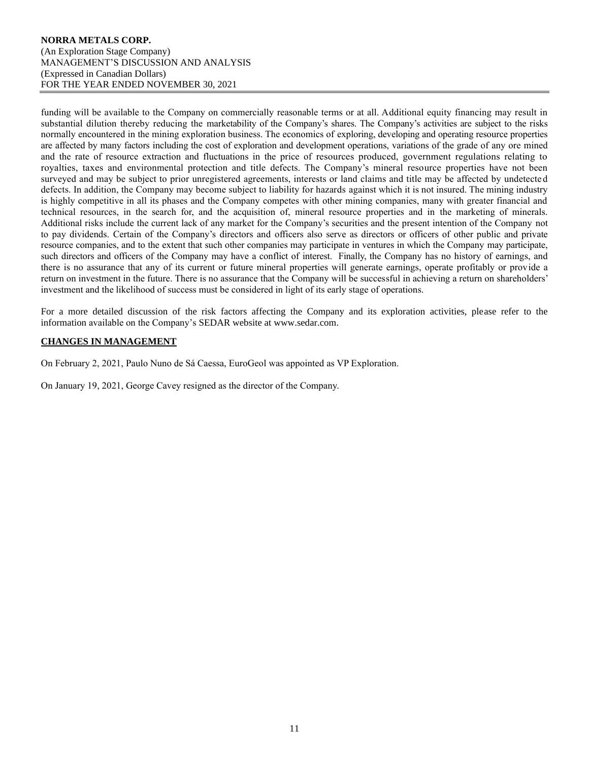funding will be available to the Company on commercially reasonable terms or at all. Additional equity financing may result in substantial dilution thereby reducing the marketability of the Company's shares. The Company's activities are subject to the risks normally encountered in the mining exploration business. The economics of exploring, developing and operating resource properties are affected by many factors including the cost of exploration and development operations, variations of the grade of any ore mined and the rate of resource extraction and fluctuations in the price of resources produced, government regulations relating to royalties, taxes and environmental protection and title defects. The Company's mineral resource properties have not been surveyed and may be subject to prior unregistered agreements, interests or land claims and title may be affected by undetected defects. In addition, the Company may become subject to liability for hazards against which it is not insured. The mining industry is highly competitive in all its phases and the Company competes with other mining companies, many with greater financial and technical resources, in the search for, and the acquisition of, mineral resource properties and in the marketing of minerals. Additional risks include the current lack of any market for the Company's securities and the present intention of the Company not to pay dividends. Certain of the Company's directors and officers also serve as directors or officers of other public and private resource companies, and to the extent that such other companies may participate in ventures in which the Company may participate, such directors and officers of the Company may have a conflict of interest. Finally, the Company has no history of earnings, and there is no assurance that any of its current or future mineral properties will generate earnings, operate profitably or provide a return on investment in the future. There is no assurance that the Company will be successful in achieving a return on shareholders' investment and the likelihood of success must be considered in light of its early stage of operations.

For a more detailed discussion of the risk factors affecting the Company and its exploration activities, please refer to the information available on the Company's SEDAR website at www.sedar.com.

## CHANGES IN MANAGEMENT

On February 2, 2021, Paulo Nuno de Sá Caessa, EuroGeol was appointed as VP Exploration.

On January 19, 2021, George Cavey resigned as the director of the Company.